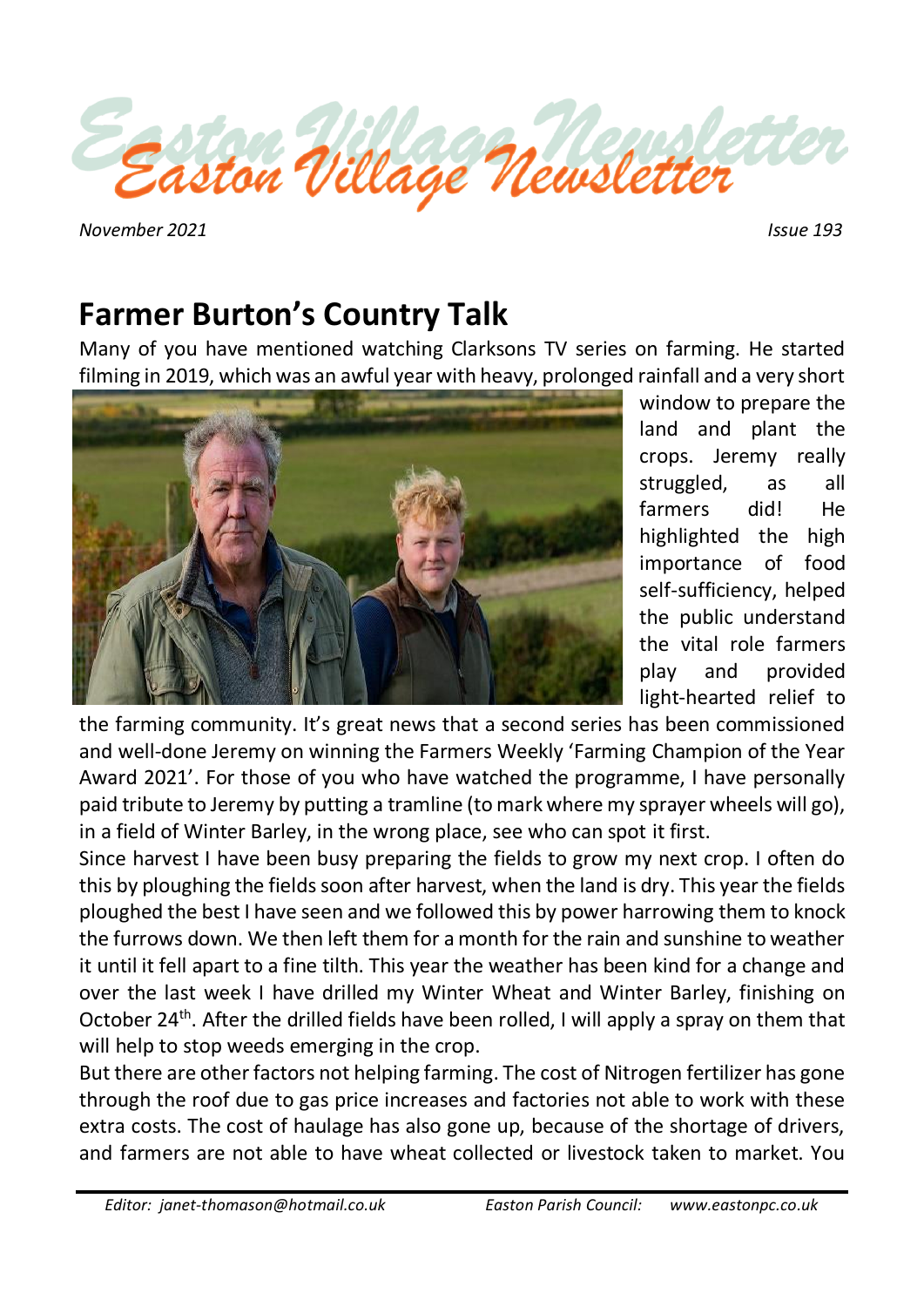# Easton Village Newsletter

*November 2021* *Issue 193*

## Farmer Burton's Country Talk

Many of you have mentioned watching Clarksons TV series on farming. He started filming in 2019, which was an awful year with heavy, prolonged rainfall and a very short window to prepare the land and plant the crops. Jeremy really struggled, as all farmers did! He highlighted the high importance of food self-sufficiency, helped the public understand the vital role farmers play and provided light-hearted relief to the farming community. It's great news that a second series has been commissioned and well-done Jeremy on winning the Farmers Weekly 'Farming Champion of the Year Award 2021'. For those of you who have watched the programme, I have personally paid tribute to Jeremy by putting a tramline (to mark where my sprayer wheels will go), in a field of Winter Barley, in the wrong place, see who can spot it first.

Since harvest I have been busy preparing the fields to grow my next crop. I often do this by ploughing the fields soon after harvest, when the land is dry. This year the fields ploughed the best I have seen and we followed this by power harrowing them to knock the furrows down. We then left them for a month for the rain and sunshine to weather it until it fell apart to a fine tilth. This year the weather has been kind for a change and over the last week I have drilled my Winter Wheat and Winter Barley, finishing on October 24th. After the drilled fields have been rolled, I will apply a spray on them that will help to stop weeds emerging in the crop.

But there are other factors not helping farming. The cost of Nitrogen fertilizer has gone through the roof due to gas price increases and factories not able to work with these extra costs. The cost of haulage has also gone up, because of the shortage of drivers, and farmers are not able to have wheat collected or livestock taken to market. You

*Editor: janet-thomason@hotmail.co.uk* *Easton Parish Council: www.eastonpc.co.uk*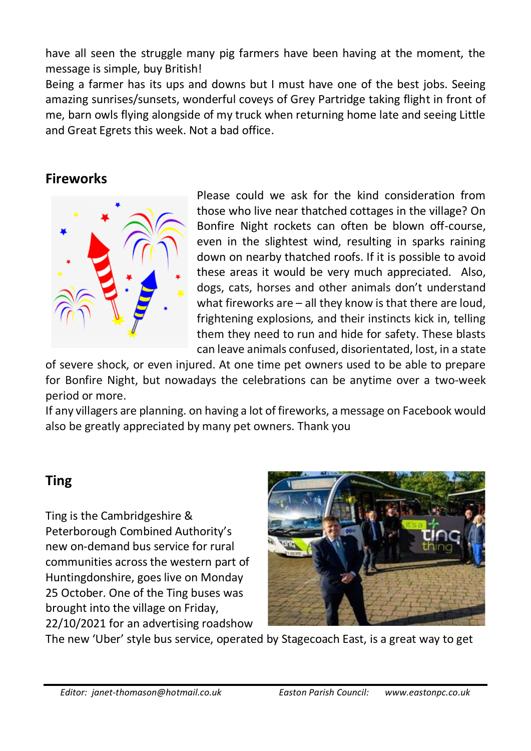have all seen the struggle many pig farmers have been having at the moment, the message is simple, buy British!

Being a farmer has its ups and downs but I must have one of the best jobs. Seeing amazing sunrises/sunsets, wonderful coveys of Grey Partridge taking flight in front of me, barn owls flying alongside of my truck when returning home late and seeing Little and Great Egrets this week. Not a bad office.

## Fireworks

Please could we ask for the kind consideration from those who live near thatched cottages in the village? On Bonfire Night rockets can often be blown off-course, even in the slightest wind, resulting in sparks raining down on nearby thatched roofs. If it is possible to avoid these areas it would be very much appreciated. Also, dogs, cats, horses and other animals don't understand what fireworks are – all they know is that there are loud, frightening explosions, and their instincts kick in, telling them they need to run and hide for safety. These blasts can leave animals confused, disorientated, lost, in a state of severe shock, or even injured. At one time pet owners used to be able to prepare for Bonfire Night, but nowadays the celebrations can be anytime over a two-week period or more.

If any villagers are planning. on having a lot of fireworks, a message on Facebook would also be greatly appreciated by many pet owners. Thank you

## Ting

Ting is the Cambridgeshire & Peterborough Combined Authority's new on-demand bus service for rural communities across the western part of Huntingdonshire, goes live on Monday 25 October. One of the Ting buses was brought into the village on Friday, 22/10/2021 for an advertising roadshow

The new 'Uber' style bus service, operated by Stagecoach East, is a great way to get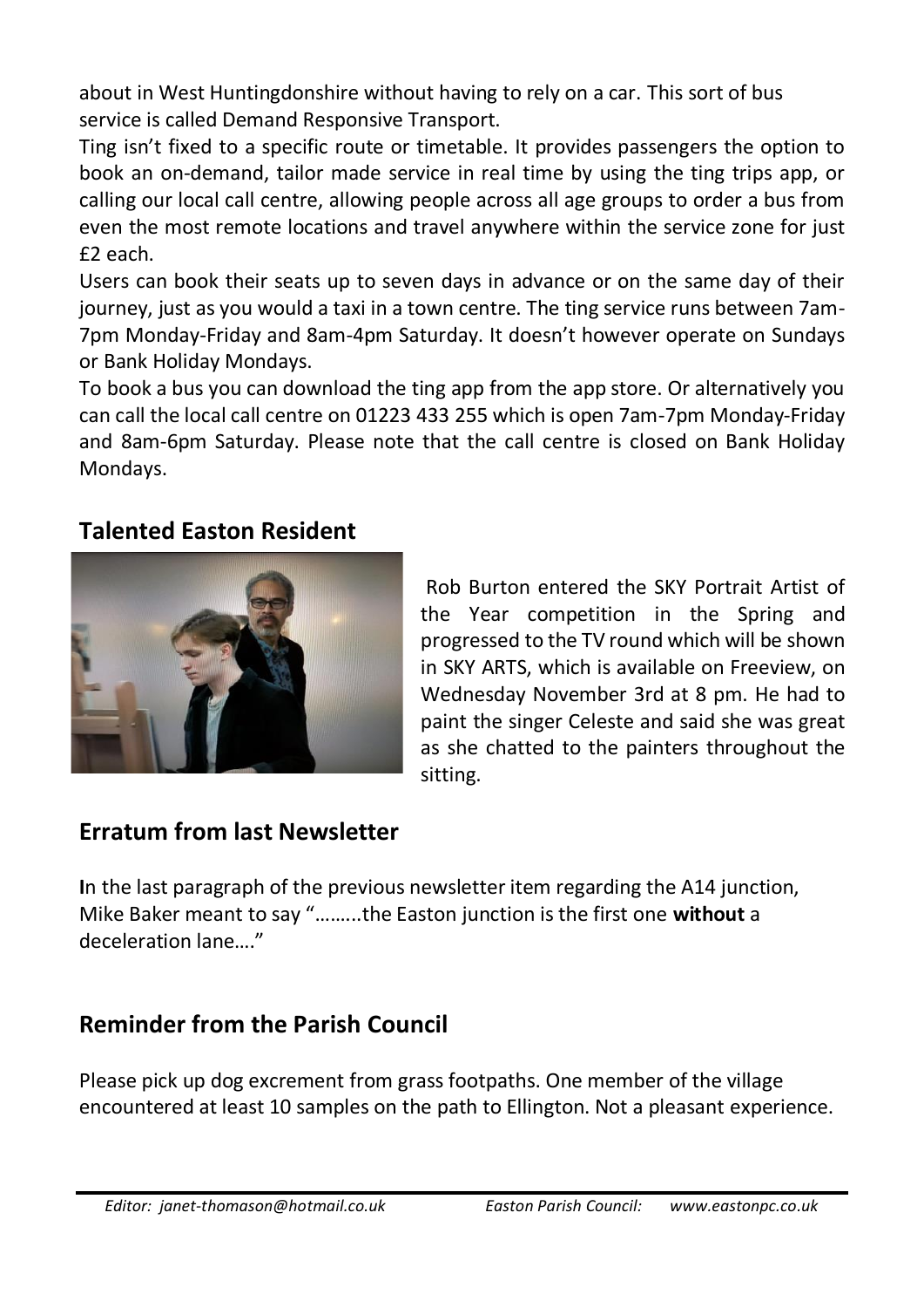about in West Huntingdonshire without having to rely on a car. This sort of bus service is called Demand Responsive Transport.

Ting isn't fixed to a specific route or timetable. It provides passengers the option to book an on-demand, tailor made service in real time by using the ting trips app, or calling our local call centre, allowing people across all age groups to order a bus from even the most remote locations and travel anywhere within the service zone for just £2 each.

Users can book their seats up to seven days in advance or on the same day of their journey, just as you would a taxi in a town centre. The ting service runs between 7am-7pm Monday-Friday and 8am-4pm Saturday. It doesn't however operate on Sundays or Bank Holiday Mondays.

To book a bus you can download the ting app from the app store. Or alternatively you can call the local call centre on 01223 433 255 which is open 7am-7pm Monday-Friday and 8am-6pm Saturday. Please note that the call centre is closed on Bank Holiday Mondays.

## Talented Easton Resident

Rob Burton entered the SKY Portrait Artist of the Year competition in the Spring and progressed to the TV round which will be shown in SKY ARTS, which is available on Freeview, on Wednesday November 3rd at 8 pm. He had to paint the singer Celeste and said she was great as she chatted to the painters throughout the sitting.

## Erratum from last Newsletter

**I**n the last paragraph of the previous newsletter item regarding the A14 junction, Mike Baker meant to say "……..the Easton junction is the first one **without** a deceleration lane…."

## Reminder from the Parish Council

Please pick up dog excrement from grass footpaths. One member of the village encountered at least 10 samples on the path to Ellington. Not a pleasant experience.

*Editor: janet-thomason@hotmail.co.uk* *Easton Parish Council: www.eastonpc.co.uk*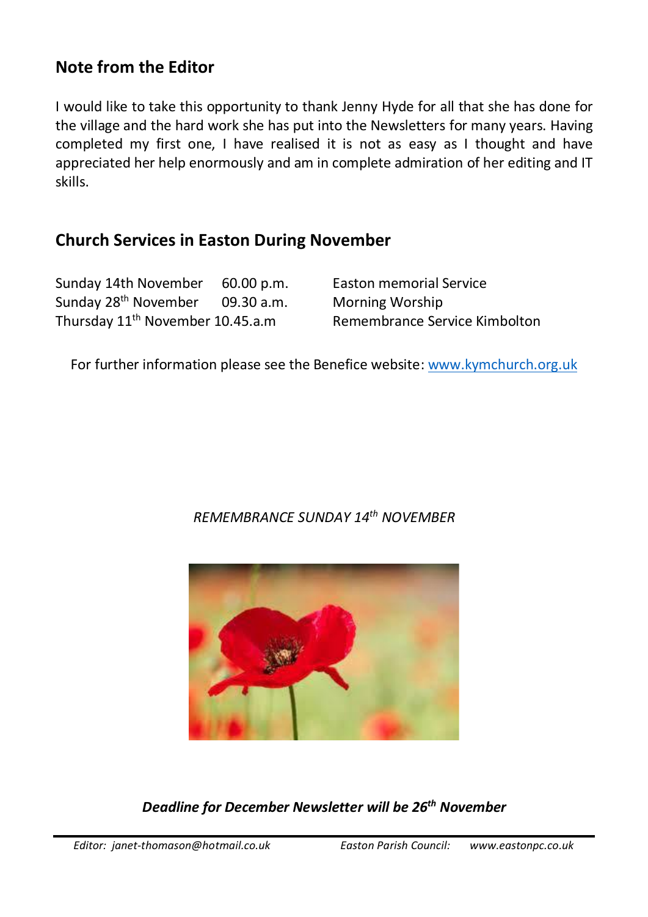## Note from the Editor

I would like to take this opportunity to thank Jenny Hyde for all that she has done for the village and the hard work she has put into the Newsletters for many years. Having completed my first one, I have realised it is not as easy as I thought and have appreciated her help enormously and am in complete admiration of her editing and IT skills.

## Church Services in Easton During November

| | | |
|---|---|---|
| Sunday 14th November | 60.00 p.m. | Easton memorial Service |
| Sunday 28th November | 09.30 a.m. | Morning Worship |
| Thursday 11th November | 10.45.a.m | Remembrance Service Kimbolton |

For further information please see the Benefice website: www.kymchurch.org.uk

*REMEMBRANCE SUNDAY 14th NOVEMBER*

***Deadline for December Newsletter will be 26th November***

*Editor: janet-thomason@hotmail.co.uk* *Easton Parish Council: www.eastonpc.co.uk*